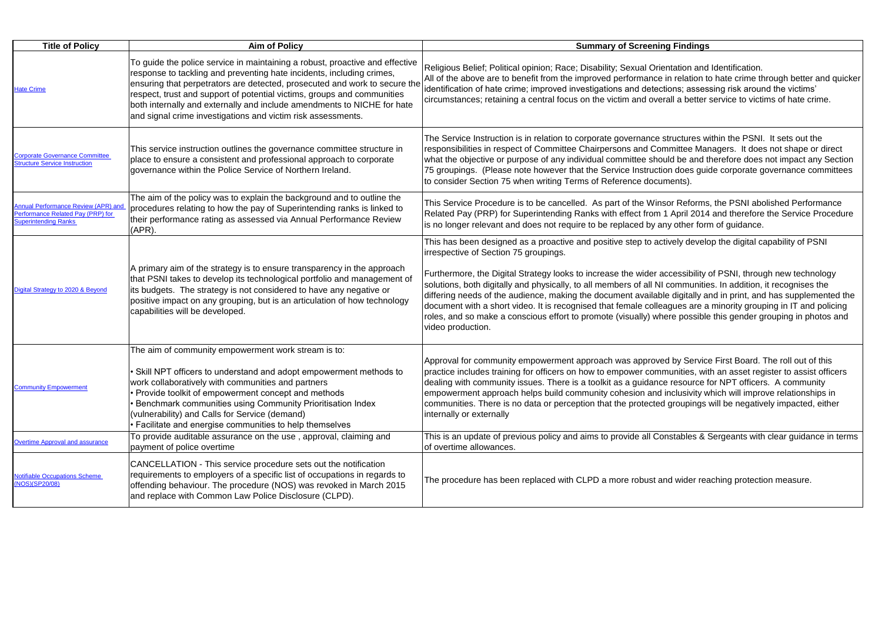| Title of Policy | Aim of Policy | Summary of Screening Findings |
|---|---|---|
| Hate Crime | To guide the police service in maintaining a robust, proactive and effective response to tackling and preventing hate incidents, including crimes, ensuring that perpetrators are detected, prosecuted and work to secure the respect, trust and support of potential victims, groups and communities both internally and externally and include amendments to NICHE for hate and signal crime investigations and victim risk assessments. | Religious Belief; Political opinion; Race; Disability; Sexual Orientation and Identification. All of the above are to benefit from the improved performance in relation to hate crime through better and quicker identification of hate crime; improved investigations and detections; assessing risk around the victims' circumstances; retaining a central focus on the victim and overall a better service to victims of hate crime. |
| Corporate Governance Committee Structure Service Instruction | This service instruction outlines the governance committee structure in place to ensure a consistent and professional approach to corporate governance within the Police Service of Northern Ireland. | The Service Instruction is in relation to corporate governance structures within the PSNI. It sets out the responsibilities in respect of Committee Chairpersons and Committee Managers. It does not shape or direct what the objective or purpose of any individual committee should be and therefore does not impact any Section 75 groupings. (Please note however that the Service Instruction does guide corporate governance committees to consider Section 75 when writing Terms of Reference documents). |
| Annual Performance Review (APR) and Performance Related Pay (PRP) for Superintending Ranks | The aim of the policy was to explain the background and to outline the procedures relating to how the pay of Superintending ranks is linked to their performance rating as assessed via Annual Performance Review (APR). | This Service Procedure is to be cancelled. As part of the Winsor Reforms, the PSNI abolished Performance Related Pay (PRP) for Superintending Ranks with effect from 1 April 2014 and therefore the Service Procedure is no longer relevant and does not require to be replaced by any other form of guidance. |
| Digital Strategy to 2020 & Beyond | A primary aim of the strategy is to ensure transparency in the approach that PSNI takes to develop its technological portfolio and management of its budgets. The strategy is not considered to have any negative or positive impact on any grouping, but is an articulation of how technology capabilities will be developed. | This has been designed as a proactive and positive step to actively develop the digital capability of PSNI irrespective of Section 75 groupings.<br><br>Furthermore, the Digital Strategy looks to increase the wider accessibility of PSNI, through new technology solutions, both digitally and physically, to all members of all NI communities. In addition, it recognises the differing needs of the audience, making the document available digitally and in print, and has supplemented the document with a short video. It is recognised that female colleagues are a minority grouping in IT and policing roles, and so make a conscious effort to promote (visually) where possible this gender grouping in photos and video production. |
| Community Empowerment | The aim of community empowerment work stream is to:<br><br>• Skill NPT officers to understand and adopt empowerment methods to work collaboratively with communities and partners<br>• Provide toolkit of empowerment concept and methods<br>• Benchmark communities using Community Prioritisation Index (vulnerability) and Calls for Service (demand)<br>• Facilitate and energise communities to help themselves | Approval for community empowerment approach was approved by Service First Board. The roll out of this practice includes training for officers on how to empower communities, with an asset register to assist officers dealing with community issues. There is a toolkit as a guidance resource for NPT officers. A community empowerment approach helps build community cohesion and inclusivity which will improve relationships in communities. There is no data or perception that the protected groupings will be negatively impacted, either internally or externally |
| Overtime Approval and assurance | To provide auditable assurance on the use , approval, claiming and payment of police overtime | This is an update of previous policy and aims to provide all Constables & Sergeants with clear guidance in terms of overtime allowances. |
| Notifiable Occupations Scheme (NOS)(SP20/08) | CANCELLATION - This service procedure sets out the notification requirements to employers of a specific list of occupations in regards to offending behaviour. The procedure (NOS) was revoked in March 2015 and replace with Common Law Police Disclosure (CLPD). | The procedure has been replaced with CLPD a more robust and wider reaching protection measure. |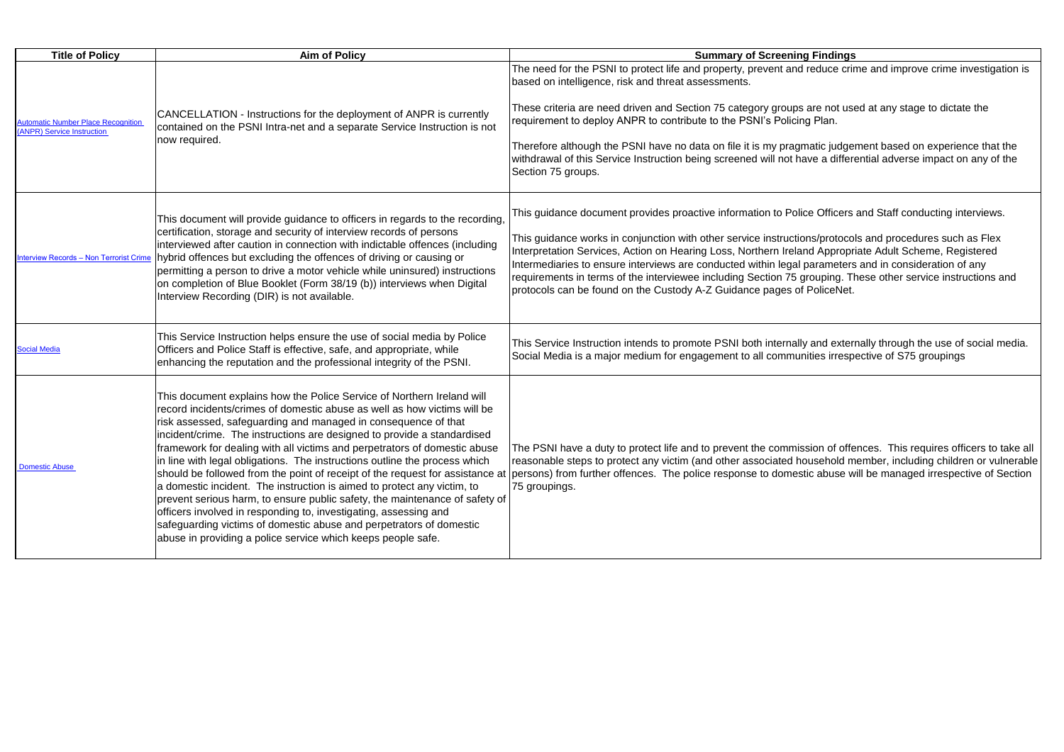| Title of Policy | Aim of Policy | Summary of Screening Findings |
| --- | --- | --- |
| Automatic Number Place Recognition (ANPR) Service Instruction | CANCELLATION - Instructions for the deployment of ANPR is currently contained on the PSNI Intra-net and a separate Service Instruction is not now required. | The need for the PSNI to protect life and property, prevent and reduce crime and improve crime investigation is based on intelligence, risk and threat assessments.<br><br>These criteria are need driven and Section 75 category groups are not used at any stage to dictate the requirement to deploy ANPR to contribute to the PSNI's Policing Plan.<br><br>Therefore although the PSNI have no data on file it is my pragmatic judgement based on experience that the withdrawal of this Service Instruction being screened will not have a differential adverse impact on any of the Section 75 groups. |
| Interview Records – Non Terrorist Crime | This document will provide guidance to officers in regards to the recording, certification, storage and security of interview records of persons interviewed after caution in connection with indictable offences (including hybrid offences but excluding the offences of driving or causing or permitting a person to drive a motor vehicle while uninsured) instructions on completion of Blue Booklet (Form 38/19 (b)) interviews when Digital Interview Recording (DIR) is not available. | This guidance document provides proactive information to Police Officers and Staff conducting interviews.<br><br>This guidance works in conjunction with other service instructions/protocols and procedures such as Flex Interpretation Services, Action on Hearing Loss, Northern Ireland Appropriate Adult Scheme, Registered Intermediaries to ensure interviews are conducted within legal parameters and in consideration of any requirements in terms of the interviewee including Section 75 grouping. These other service instructions and protocols can be found on the Custody A-Z Guidance pages of PoliceNet. |
| Social Media | This Service Instruction helps ensure the use of social media by Police Officers and Police Staff is effective, safe, and appropriate, while enhancing the reputation and the professional integrity of the PSNI. | This Service Instruction intends to promote PSNI both internally and externally through the use of social media. Social Media is a major medium for engagement to all communities irrespective of S75 groupings |
| Domestic Abuse | This document explains how the Police Service of Northern Ireland will record incidents/crimes of domestic abuse as well as how victims will be risk assessed, safeguarding and managed in consequence of that incident/crime. The instructions are designed to provide a standardised framework for dealing with all victims and perpetrators of domestic abuse in line with legal obligations. The instructions outline the process which should be followed from the point of receipt of the request for assistance at a domestic incident. The instruction is aimed to protect any victim, to prevent serious harm, to ensure public safety, the maintenance of safety of officers involved in responding to, investigating, assessing and safeguarding victims of domestic abuse and perpetrators of domestic abuse in providing a police service which keeps people safe. | The PSNI have a duty to protect life and to prevent the commission of offences. This requires officers to take all reasonable steps to protect any victim (and other associated household member, including children or vulnerable persons) from further offences. The police response to domestic abuse will be managed irrespective of Section 75 groupings. |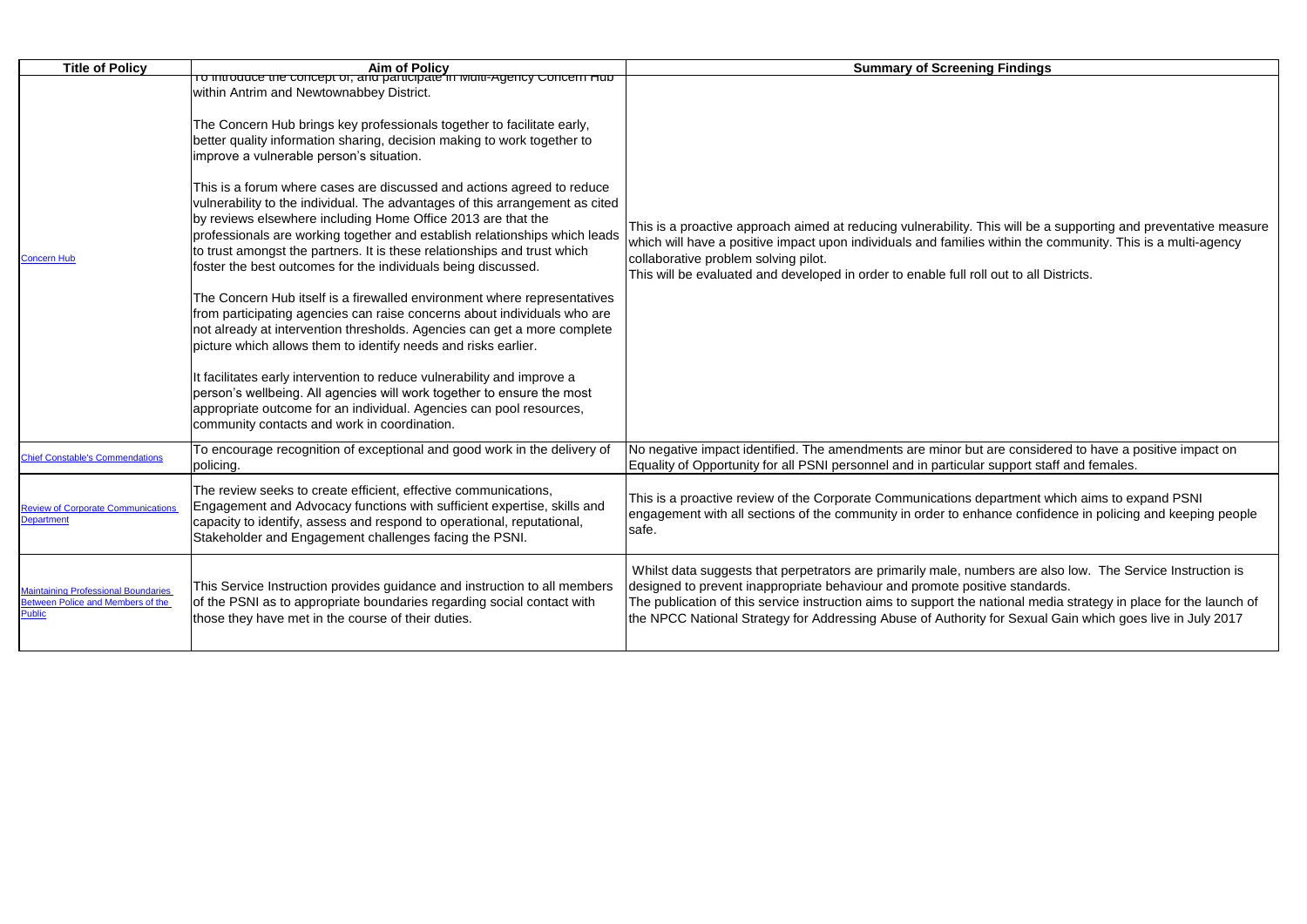| Title of Policy | Aim of Policy | Summary of Screening Findings |
|---|---|---|
| Concern Hub | To introduce the concept of, and participate in Multi-Agency Concern Hub within Antrim and Newtownabbey District.<br><br>The Concern Hub brings key professionals together to facilitate early, better quality information sharing, decision making to work together to improve a vulnerable person's situation.<br><br>This is a forum where cases are discussed and actions agreed to reduce vulnerability to the individual. The advantages of this arrangement as cited by reviews elsewhere including Home Office 2013 are that the professionals are working together and establish relationships which leads to trust amongst the partners. It is these relationships and trust which foster the best outcomes for the individuals being discussed.<br><br>The Concern Hub itself is a firewalled environment where representatives from participating agencies can raise concerns about individuals who are not already at intervention thresholds. Agencies can get a more complete picture which allows them to identify needs and risks earlier.<br><br>It facilitates early intervention to reduce vulnerability and improve a person's wellbeing. All agencies will work together to ensure the most appropriate outcome for an individual. Agencies can pool resources, community contacts and work in coordination. | This is a proactive approach aimed at reducing vulnerability. This will be a supporting and preventative measure which will have a positive impact upon individuals and families within the community. This is a multi-agency collaborative problem solving pilot.<br>This will be evaluated and developed in order to enable full roll out to all Districts. |
| Chief Constable's Commendations | To encourage recognition of exceptional and good work in the delivery of policing. | No negative impact identified. The amendments are minor but are considered to have a positive impact on Equality of Opportunity for all PSNI personnel and in particular support staff and females. |
| Review of Corporate Communications Department | The review seeks to create efficient, effective communications, Engagement and Advocacy functions with sufficient expertise, skills and capacity to identify, assess and respond to operational, reputational, Stakeholder and Engagement challenges facing the PSNI. | This is a proactive review of the Corporate Communications department which aims to expand PSNI engagement with all sections of the community in order to enhance confidence in policing and keeping people safe. |
| Maintaining Professional Boundaries Between Police and Members of the Public | This Service Instruction provides guidance and instruction to all members of the PSNI as to appropriate boundaries regarding social contact with those they have met in the course of their duties. | Whilst data suggests that perpetrators are primarily male, numbers are also low. The Service Instruction is designed to prevent inappropriate behaviour and promote positive standards.<br>The publication of this service instruction aims to support the national media strategy in place for the launch of the NPCC National Strategy for Addressing Abuse of Authority for Sexual Gain which goes live in July 2017 |